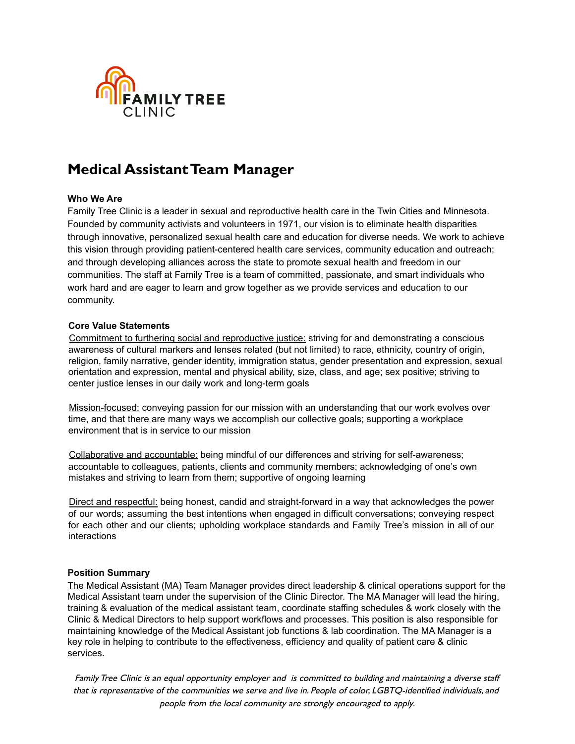FAMILY TREE
CLINIC

# Medical Assistant Team Manager

**Who We Are**

Family Tree Clinic is a leader in sexual and reproductive health care in the Twin Cities and Minnesota. Founded by community activists and volunteers in 1971, our vision is to eliminate health disparities through innovative, personalized sexual health care and education for diverse needs. We work to achieve this vision through providing patient-centered health care services, community education and outreach; and through developing alliances across the state to promote sexual health and freedom in our communities. The staff at Family Tree is a team of committed, passionate, and smart individuals who work hard and are eager to learn and grow together as we provide services and education to our community.

**Core Value Statements**

Commitment to furthering social and reproductive justice: striving for and demonstrating a conscious awareness of cultural markers and lenses related (but not limited) to race, ethnicity, country of origin, religion, family narrative, gender identity, immigration status, gender presentation and expression, sexual orientation and expression, mental and physical ability, size, class, and age; sex positive; striving to center justice lenses in our daily work and long-term goals

Mission-focused: conveying passion for our mission with an understanding that our work evolves over time, and that there are many ways we accomplish our collective goals; supporting a workplace environment that is in service to our mission

Collaborative and accountable: being mindful of our differences and striving for self-awareness; accountable to colleagues, patients, clients and community members; acknowledging of one's own mistakes and striving to learn from them; supportive of ongoing learning

Direct and respectful: being honest, candid and straight-forward in a way that acknowledges the power of our words; assuming the best intentions when engaged in difficult conversations; conveying respect for each other and our clients; upholding workplace standards and Family Tree's mission in all of our interactions

**Position Summary**

The Medical Assistant (MA) Team Manager provides direct leadership & clinical operations support for the Medical Assistant team under the supervision of the Clinic Director. The MA Manager will lead the hiring, training & evaluation of the medical assistant team, coordinate staffing schedules & work closely with the Clinic & Medical Directors to help support workflows and processes. This position is also responsible for maintaining knowledge of the Medical Assistant job functions & lab coordination. The MA Manager is a key role in helping to contribute to the effectiveness, efficiency and quality of patient care & clinic services.

*Family Tree Clinic is an equal opportunity employer and is committed to building and maintaining a diverse staff that is representative of the communities we serve and live in. People of color, LGBTQ-identified individuals, and people from the local community are strongly encouraged to apply.*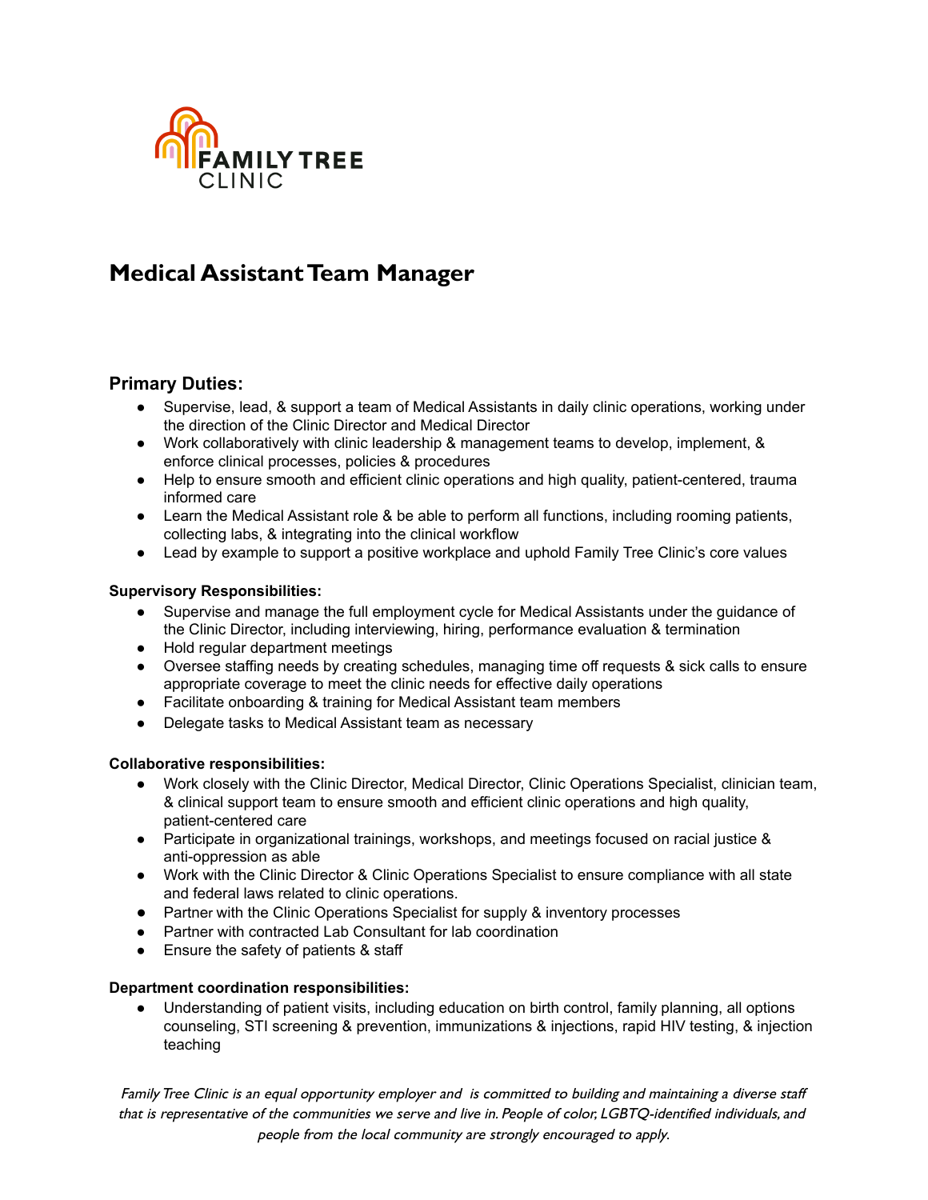FAMILY TREE CLINIC

# Medical Assistant Team Manager

## Primary Duties:

- Supervise, lead, & support a team of Medical Assistants in daily clinic operations, working under the direction of the Clinic Director and Medical Director
- Work collaboratively with clinic leadership & management teams to develop, implement, & enforce clinical processes, policies & procedures
- Help to ensure smooth and efficient clinic operations and high quality, patient-centered, trauma informed care
- Learn the Medical Assistant role & be able to perform all functions, including rooming patients, collecting labs, & integrating into the clinical workflow
- Lead by example to support a positive workplace and uphold Family Tree Clinic's core values

**Supervisory Responsibilities:**

- Supervise and manage the full employment cycle for Medical Assistants under the guidance of the Clinic Director, including interviewing, hiring, performance evaluation & termination
- Hold regular department meetings
- Oversee staffing needs by creating schedules, managing time off requests & sick calls to ensure appropriate coverage to meet the clinic needs for effective daily operations
- Facilitate onboarding & training for Medical Assistant team members
- Delegate tasks to Medical Assistant team as necessary

**Collaborative responsibilities:**

- Work closely with the Clinic Director, Medical Director, Clinic Operations Specialist, clinician team, & clinical support team to ensure smooth and efficient clinic operations and high quality, patient-centered care
- Participate in organizational trainings, workshops, and meetings focused on racial justice & anti-oppression as able
- Work with the Clinic Director & Clinic Operations Specialist to ensure compliance with all state and federal laws related to clinic operations.
- Partner with the Clinic Operations Specialist for supply & inventory processes
- Partner with contracted Lab Consultant for lab coordination
- Ensure the safety of patients & staff

**Department coordination responsibilities:**

- Understanding of patient visits, including education on birth control, family planning, all options counseling, STI screening & prevention, immunizations & injections, rapid HIV testing, & injection teaching

*Family Tree Clinic is an equal opportunity employer and is committed to building and maintaining a diverse staff that is representative of the communities we serve and live in. People of color, LGBTQ-identified individuals, and people from the local community are strongly encouraged to apply.*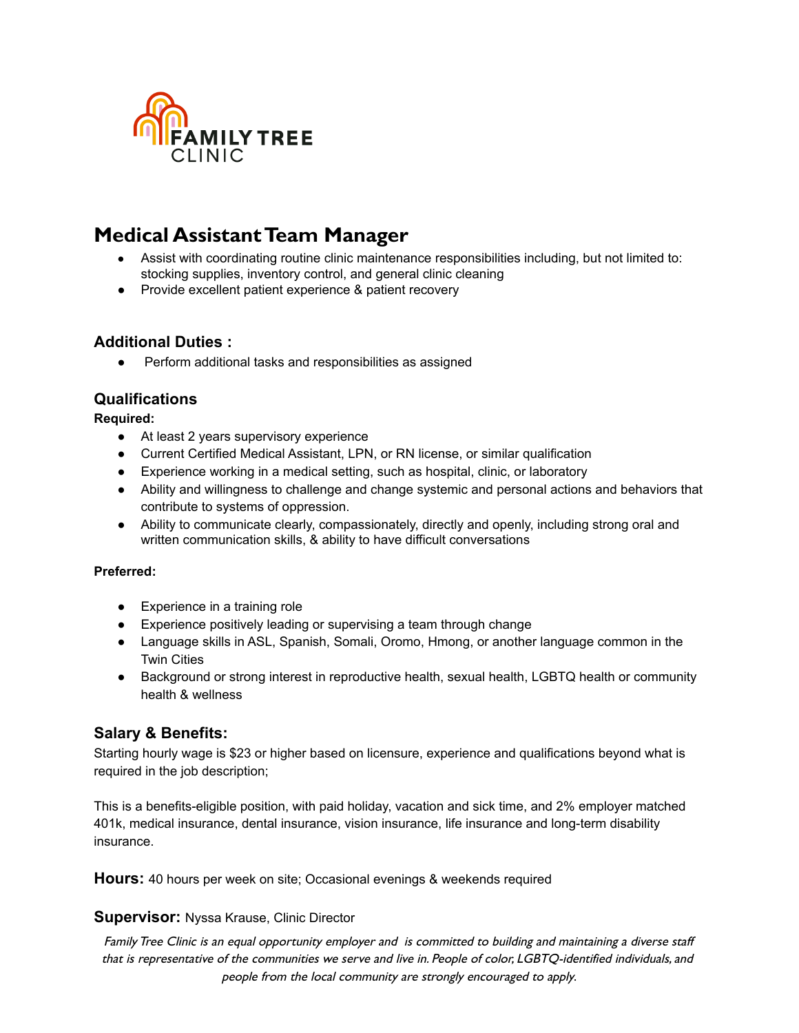FAMILY TREE CLINIC

# Medical Assistant Team Manager

- Assist with coordinating routine clinic maintenance responsibilities including, but not limited to: stocking supplies, inventory control, and general clinic cleaning
- Provide excellent patient experience & patient recovery

### Additional Duties :

- Perform additional tasks and responsibilities as assigned

### Qualifications

**Required:**

- At least 2 years supervisory experience
- Current Certified Medical Assistant, LPN, or RN license, or similar qualification
- Experience working in a medical setting, such as hospital, clinic, or laboratory
- Ability and willingness to challenge and change systemic and personal actions and behaviors that contribute to systems of oppression.
- Ability to communicate clearly, compassionately, directly and openly, including strong oral and written communication skills, & ability to have difficult conversations

**Preferred:**

- Experience in a training role
- Experience positively leading or supervising a team through change
- Language skills in ASL, Spanish, Somali, Oromo, Hmong, or another language common in the Twin Cities
- Background or strong interest in reproductive health, sexual health, LGBTQ health or community health & wellness

### Salary & Benefits:

Starting hourly wage is $23 or higher based on licensure, experience and qualifications beyond what is required in the job description;

This is a benefits-eligible position, with paid holiday, vacation and sick time, and 2% employer matched 401k, medical insurance, dental insurance, vision insurance, life insurance and long-term disability insurance.

**Hours:** 40 hours per week on site; Occasional evenings & weekends required

**Supervisor:** Nyssa Krause, Clinic Director

*Family Tree Clinic is an equal opportunity employer and is committed to building and maintaining a diverse staff that is representative of the communities we serve and live in. People of color, LGBTQ-identified individuals, and people from the local community are strongly encouraged to apply.*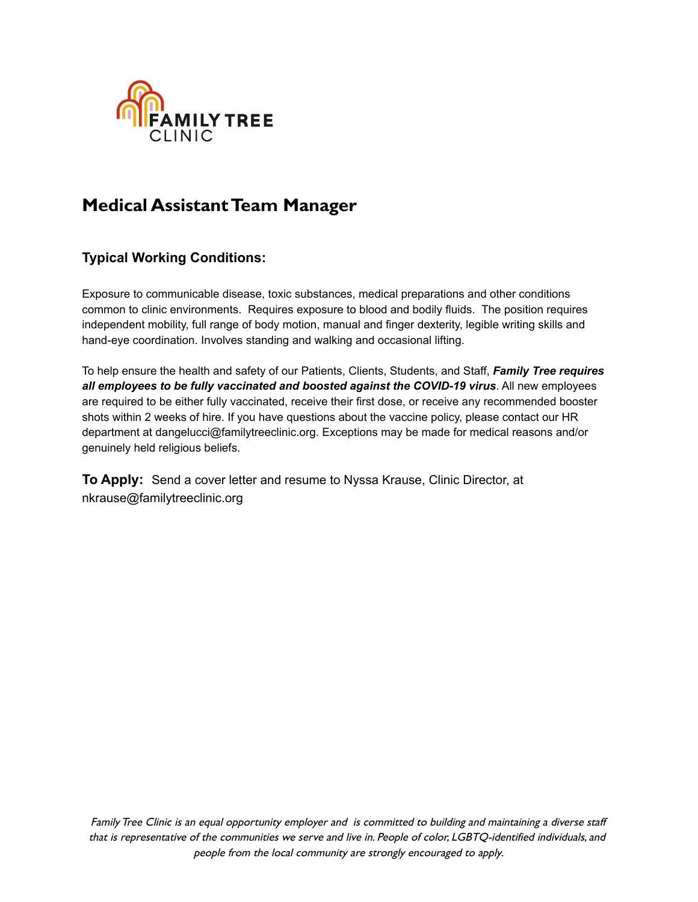FAMILY TREE CLINIC

# Medical Assistant Team Manager

### Typical Working Conditions:

Exposure to communicable disease, toxic substances, medical preparations and other conditions common to clinic environments. Requires exposure to blood and bodily fluids. The position requires independent mobility, full range of body motion, manual and finger dexterity, legible writing skills and hand-eye coordination. Involves standing and walking and occasional lifting.

To help ensure the health and safety of our Patients, Clients, Students, and Staff, ***Family Tree requires all employees to be fully vaccinated and boosted against the COVID-19 virus***. All new employees are required to be either fully vaccinated, receive their first dose, or receive any recommended booster shots within 2 weeks of hire. If you have questions about the vaccine policy, please contact our HR department at dangelucci@familytreeclinic.org. Exceptions may be made for medical reasons and/or genuinely held religious beliefs.

**To Apply:** Send a cover letter and resume to Nyssa Krause, Clinic Director, at nkrause@familytreeclinic.org

*Family Tree Clinic is an equal opportunity employer and is committed to building and maintaining a diverse staff that is representative of the communities we serve and live in. People of color, LGBTQ-identified individuals, and people from the local community are strongly encouraged to apply.*